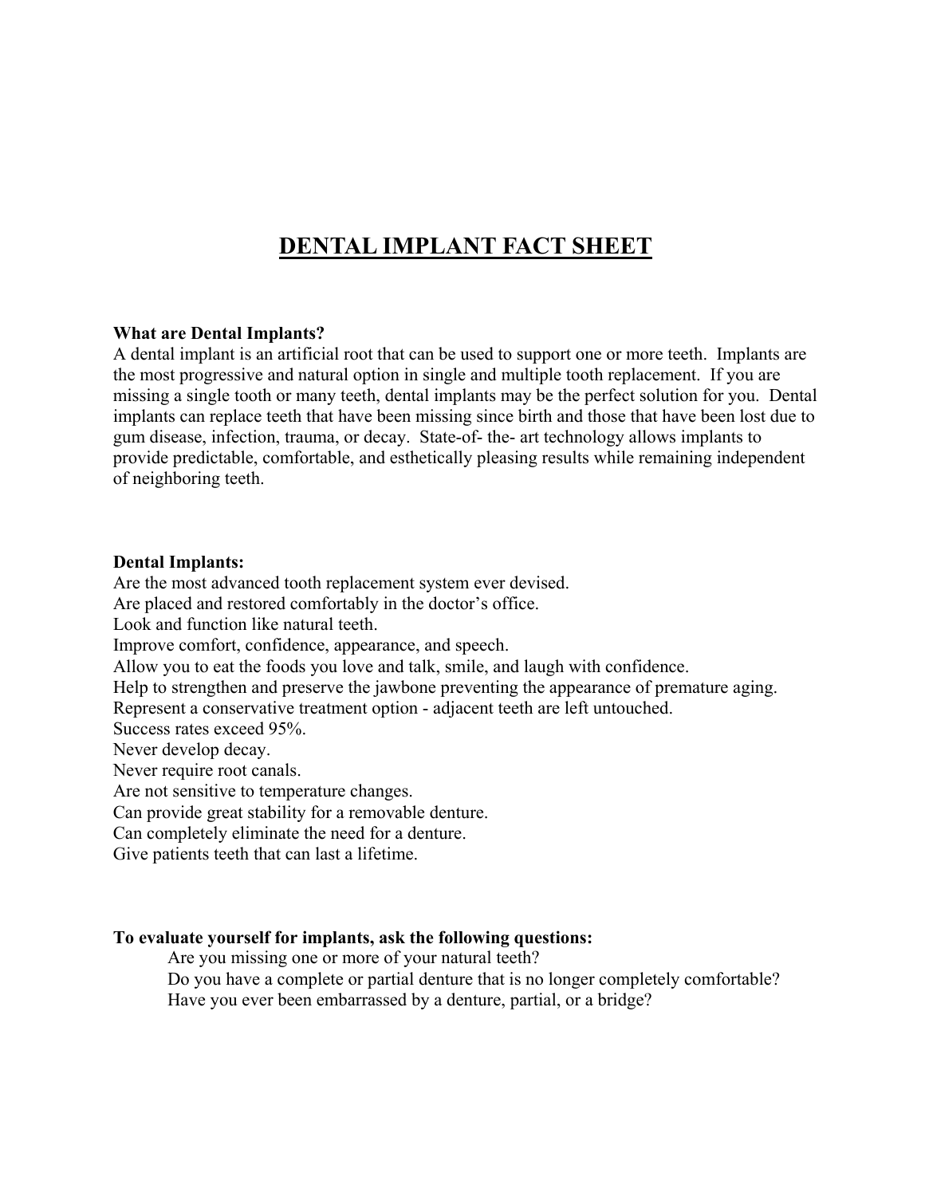# DENTAL IMPLANT FACT SHEET

**What are Dental Implants?**
A dental implant is an artificial root that can be used to support one or more teeth. Implants are the most progressive and natural option in single and multiple tooth replacement. If you are missing a single tooth or many teeth, dental implants may be the perfect solution for you. Dental implants can replace teeth that have been missing since birth and those that have been lost due to gum disease, infection, trauma, or decay. State-of- the- art technology allows implants to provide predictable, comfortable, and esthetically pleasing results while remaining independent of neighboring teeth.

**Dental Implants:**
Are the most advanced tooth replacement system ever devised.
Are placed and restored comfortably in the doctor's office.
Look and function like natural teeth.
Improve comfort, confidence, appearance, and speech.
Allow you to eat the foods you love and talk, smile, and laugh with confidence.
Help to strengthen and preserve the jawbone preventing the appearance of premature aging.
Represent a conservative treatment option - adjacent teeth are left untouched.
Success rates exceed 95%.
Never develop decay.
Never require root canals.
Are not sensitive to temperature changes.
Can provide great stability for a removable denture.
Can completely eliminate the need for a denture.
Give patients teeth that can last a lifetime.

**To evaluate yourself for implants, ask the following questions:**

Are you missing one or more of your natural teeth?
Do you have a complete or partial denture that is no longer completely comfortable?
Have you ever been embarrassed by a denture, partial, or a bridge?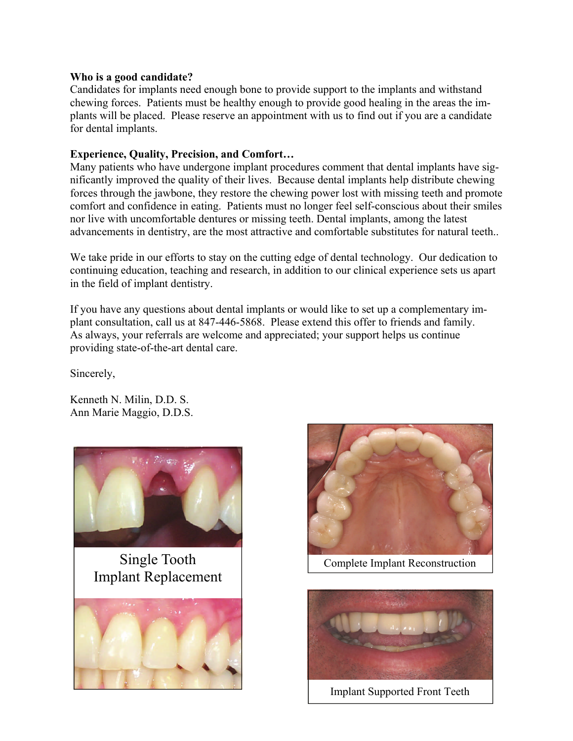**Who is a good candidate?**

Candidates for implants need enough bone to provide support to the implants and withstand chewing forces. Patients must be healthy enough to provide good healing in the areas the implants will be placed. Please reserve an appointment with us to find out if you are a candidate for dental implants.

**Experience, Quality, Precision, and Comfort…**

Many patients who have undergone implant procedures comment that dental implants have significantly improved the quality of their lives. Because dental implants help distribute chewing forces through the jawbone, they restore the chewing power lost with missing teeth and promote comfort and confidence in eating. Patients must no longer feel self-conscious about their smiles nor live with uncomfortable dentures or missing teeth. Dental implants, among the latest advancements in dentistry, are the most attractive and comfortable substitutes for natural teeth..

We take pride in our efforts to stay on the cutting edge of dental technology. Our dedication to continuing education, teaching and research, in addition to our clinical experience sets us apart in the field of implant dentistry.

If you have any questions about dental implants or would like to set up a complementary implant consultation, call us at 847-446-5868. Please extend this offer to friends and family. As always, your referrals are welcome and appreciated; your support helps us continue providing state-of-the-art dental care.

Sincerely,

Kenneth N. Milin, D.D. S.
Ann Marie Maggio, D.D.S.

Single Tooth Implant Replacement

Complete Implant Reconstruction

Implant Supported Front Teeth